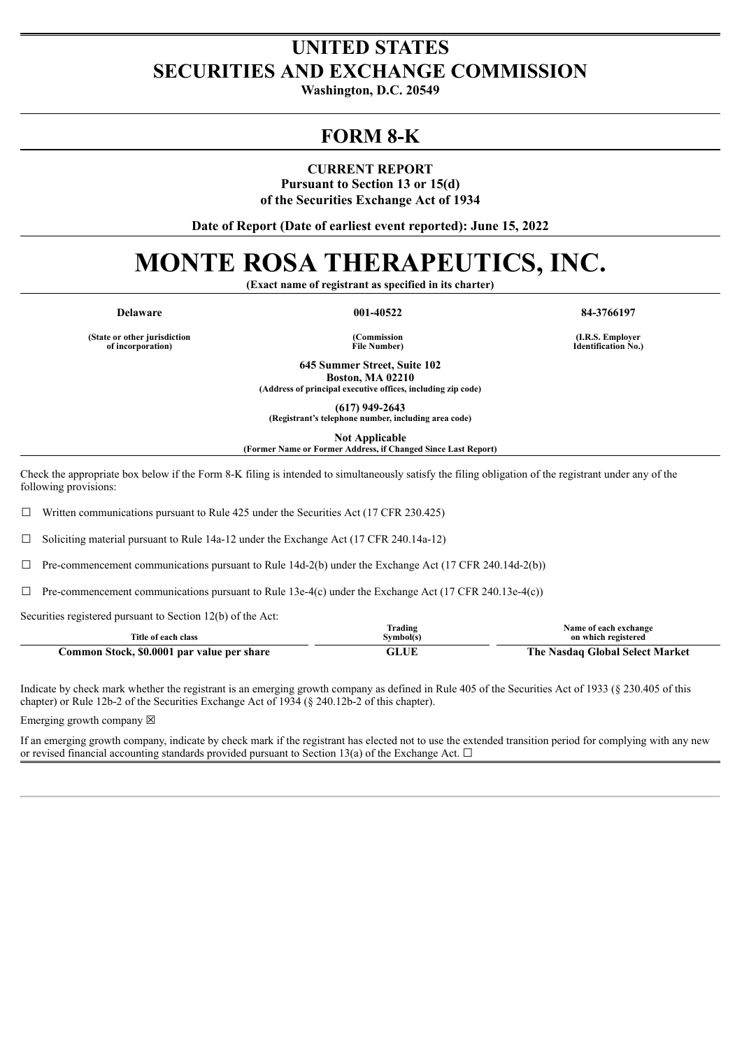# UNITED STATES
# SECURITIES AND EXCHANGE COMMISSION

**Washington, D.C. 20549**

## FORM 8-K

**CURRENT REPORT**
**Pursuant to Section 13 or 15(d)**
**of the Securities Exchange Act of 1934**

**Date of Report (Date of earliest event reported): June 15, 2022**

# MONTE ROSA THERAPEUTICS, INC.

**(Exact name of registrant as specified in its charter)**

| Delaware | 001-40522 | 84-3766197 |
|---|---|---|
| (State or other jurisdiction of incorporation) | (Commission File Number) | (I.R.S. Employer Identification No.) |

**645 Summer Street, Suite 102**
**Boston, MA 02210**
**(Address of principal executive offices, including zip code)**

**(617) 949-2643**
**(Registrant's telephone number, including area code)**

**Not Applicable**
**(Former Name or Former Address, if Changed Since Last Report)**

Check the appropriate box below if the Form 8-K filing is intended to simultaneously satisfy the filing obligation of the registrant under any of the following provisions:

☐ Written communications pursuant to Rule 425 under the Securities Act (17 CFR 230.425)

☐ Soliciting material pursuant to Rule 14a-12 under the Exchange Act (17 CFR 240.14a-12)

☐ Pre-commencement communications pursuant to Rule 14d-2(b) under the Exchange Act (17 CFR 240.14d-2(b))

☐ Pre-commencement communications pursuant to Rule 13e-4(c) under the Exchange Act (17 CFR 240.13e-4(c))

Securities registered pursuant to Section 12(b) of the Act:

| Title of each class | Trading Symbol(s) | Name of each exchange on which registered |
|---|---|---|
| **Common Stock, $0.0001 par value per share** | **GLUE** | **The Nasdaq Global Select Market** |

Indicate by check mark whether the registrant is an emerging growth company as defined in Rule 405 of the Securities Act of 1933 (§ 230.405 of this chapter) or Rule 12b-2 of the Securities Exchange Act of 1934 (§ 240.12b-2 of this chapter).

Emerging growth company ☒

If an emerging growth company, indicate by check mark if the registrant has elected not to use the extended transition period for complying with any new or revised financial accounting standards provided pursuant to Section 13(a) of the Exchange Act. ☐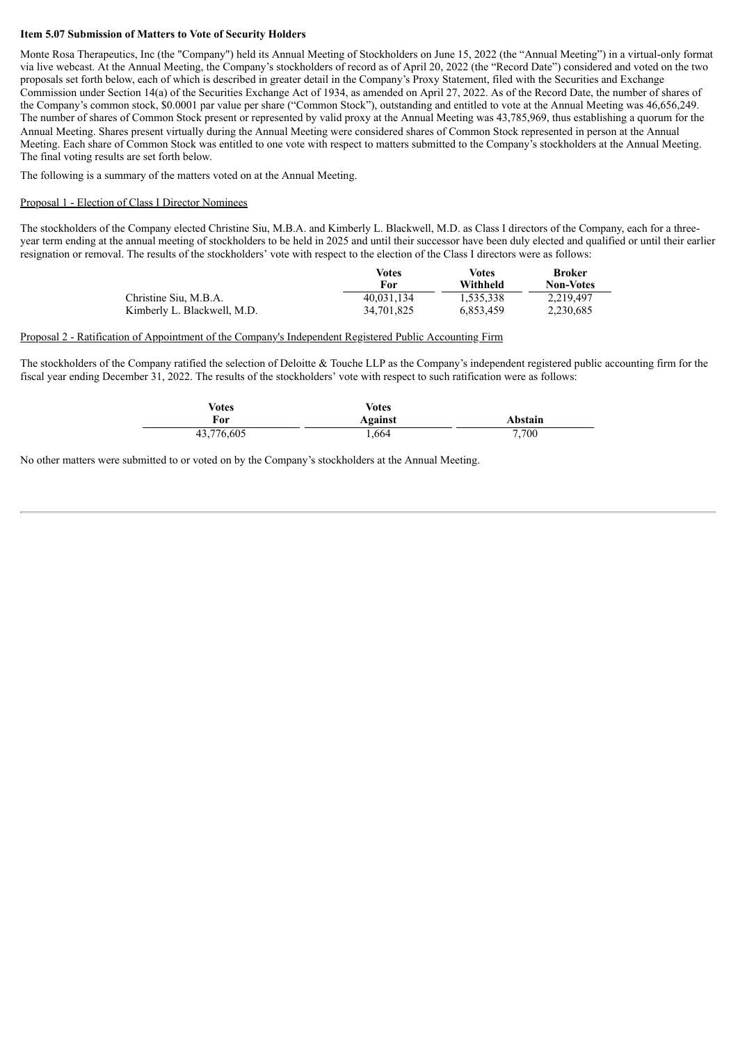**Item 5.07 Submission of Matters to Vote of Security Holders**

Monte Rosa Therapeutics, Inc (the "Company") held its Annual Meeting of Stockholders on June 15, 2022 (the "Annual Meeting") in a virtual-only format via live webcast. At the Annual Meeting, the Company's stockholders of record as of April 20, 2022 (the "Record Date") considered and voted on the two proposals set forth below, each of which is described in greater detail in the Company's Proxy Statement, filed with the Securities and Exchange Commission under Section 14(a) of the Securities Exchange Act of 1934, as amended on April 27, 2022. As of the Record Date, the number of shares of the Company's common stock, $0.0001 par value per share ("Common Stock"), outstanding and entitled to vote at the Annual Meeting was 46,656,249. The number of shares of Common Stock present or represented by valid proxy at the Annual Meeting was 43,785,969, thus establishing a quorum for the Annual Meeting. Shares present virtually during the Annual Meeting were considered shares of Common Stock represented in person at the Annual Meeting. Each share of Common Stock was entitled to one vote with respect to matters submitted to the Company's stockholders at the Annual Meeting. The final voting results are set forth below.

The following is a summary of the matters voted on at the Annual Meeting.

Proposal 1 - Election of Class I Director Nominees

The stockholders of the Company elected Christine Siu, M.B.A. and Kimberly L. Blackwell, M.D. as Class I directors of the Company, each for a three-year term ending at the annual meeting of stockholders to be held in 2025 and until their successor have been duly elected and qualified or until their earlier resignation or removal. The results of the stockholders' vote with respect to the election of the Class I directors were as follows:

| | Votes For | Votes Withheld | Broker Non-Votes |
|---|---|---|---|
| Christine Siu, M.B.A. | 40,031,134 | 1,535,338 | 2,219,497 |
| Kimberly L. Blackwell, M.D. | 34,701,825 | 6,853,459 | 2,230,685 |

Proposal 2 - Ratification of Appointment of the Company's Independent Registered Public Accounting Firm

The stockholders of the Company ratified the selection of Deloitte & Touche LLP as the Company's independent registered public accounting firm for the fiscal year ending December 31, 2022. The results of the stockholders' vote with respect to such ratification were as follows:

| Votes For | Votes Against | Abstain |
|---|---|---|
| 43,776,605 | 1,664 | 7,700 |

No other matters were submitted to or voted on by the Company's stockholders at the Annual Meeting.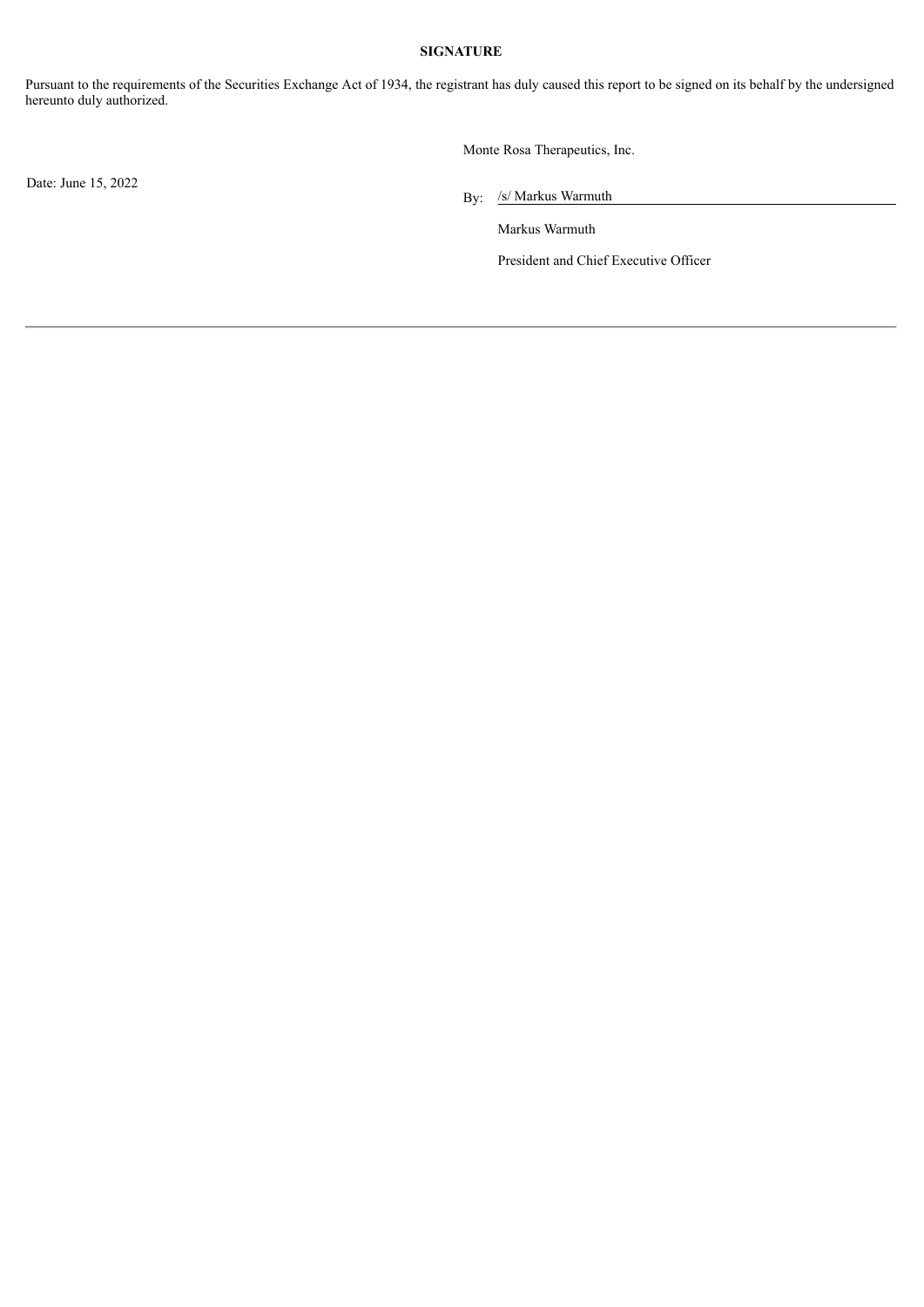**SIGNATURE**

Pursuant to the requirements of the Securities Exchange Act of 1934, the registrant has duly caused this report to be signed on its behalf by the undersigned hereunto duly authorized.

Monte Rosa Therapeutics, Inc.

Date: June 15, 2022

By: /s/ Markus Warmuth

Markus Warmuth

President and Chief Executive Officer